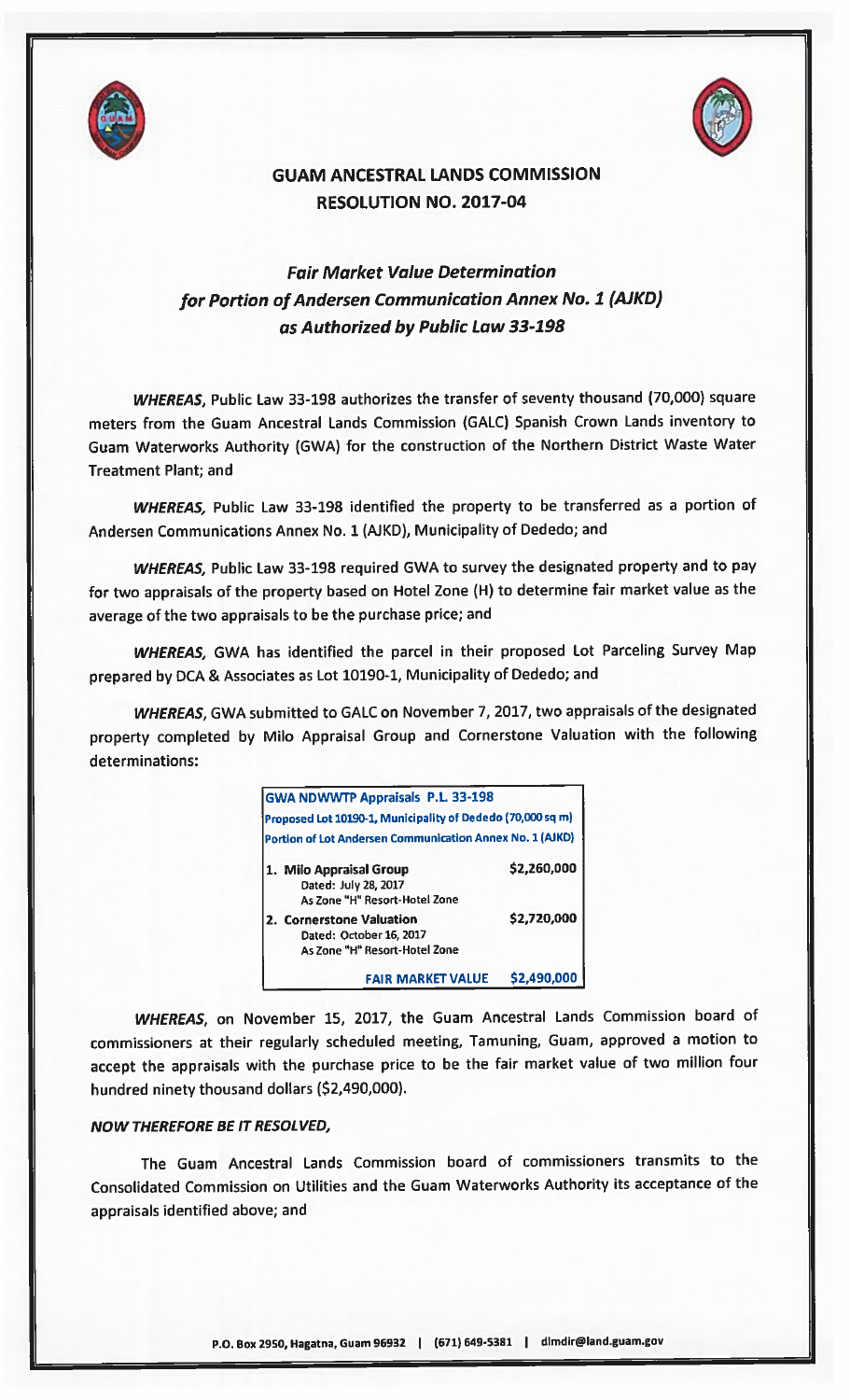# GUAM ANCESTRAL LANDS COMMISSION
# RESOLUTION NO. 2017-04

## *Fair Market Value Determination for Portion of Andersen Communication Annex No. 1 (AJKD) as Authorized by Public Law 33-198*

***WHEREAS***, Public Law 33-198 authorizes the transfer of seventy thousand (70,000) square meters from the Guam Ancestral Lands Commission (GALC) Spanish Crown Lands inventory to Guam Waterworks Authority (GWA) for the construction of the Northern District Waste Water Treatment Plant; and

***WHEREAS,*** Public Law 33-198 identified the property to be transferred as a portion of Andersen Communications Annex No. 1 (AJKD), Municipality of Dededo; and

***WHEREAS,*** Public Law 33-198 required GWA to survey the designated property and to pay for two appraisals of the property based on Hotel Zone (H) to determine fair market value as the average of the two appraisals to be the purchase price; and

***WHEREAS,*** GWA has identified the parcel in their proposed Lot Parceling Survey Map prepared by DCA & Associates as Lot 10190-1, Municipality of Dededo; and

***WHEREAS***, GWA submitted to GALC on November 7, 2017, two appraisals of the designated property completed by Milo Appraisal Group and Cornerstone Valuation with the following determinations:

| GWA NDWWTP Appraisals P.L. 33-198<br>Proposed Lot 10190-1, Municipality of Dededo (70,000 sq m)<br>Portion of Lot Andersen Communication Annex No. 1 (AJKD) | |
|---|---|
| **1. Milo Appraisal Group**<br>Dated: July 28, 2017<br>As Zone "H" Resort-Hotel Zone | **$2,260,000** |
| **2. Cornerstone Valuation**<br>Dated: October 16, 2017<br>As Zone "H" Resort-Hotel Zone | **$2,720,000** |
| **FAIR MARKET VALUE** | **$2,490,000** |

***WHEREAS***, on November 15, 2017, the Guam Ancestral Lands Commission board of commissioners at their regularly scheduled meeting, Tamuning, Guam, approved a motion to accept the appraisals with the purchase price to be the fair market value of two million four hundred ninety thousand dollars ($2,490,000).

***NOW THEREFORE BE IT RESOLVED,***

The Guam Ancestral Lands Commission board of commissioners transmits to the Consolidated Commission on Utilities and the Guam Waterworks Authority its acceptance of the appraisals identified above; and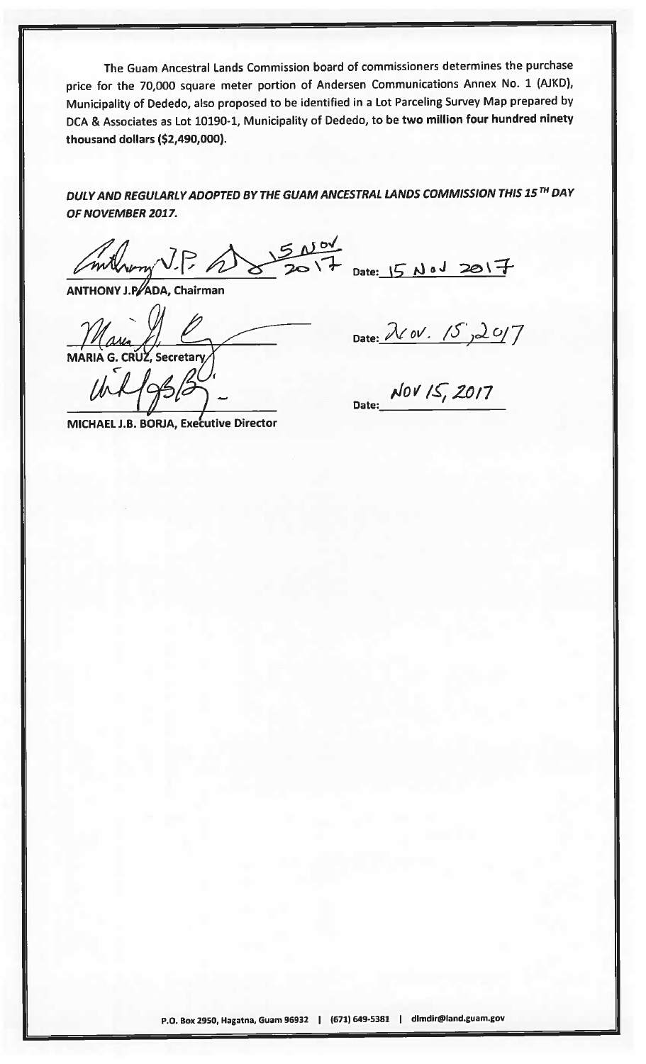The Guam Ancestral Lands Commission board of commissioners determines the purchase price for the 70,000 square meter portion of Andersen Communications Annex No. 1 (AJKD), Municipality of Dededo, also proposed to be identified in a Lot Parceling Survey Map prepared by DCA & Associates as Lot 10190-1, Municipality of Dededo, to be **two million four hundred ninety thousand dollars ($2,490,000)**.

***DULY AND REGULARLY ADOPTED BY THE GUAM ANCESTRAL LANDS COMMISSION THIS 15TH DAY OF NOVEMBER 2017.***

15 NOV 2017

**ANTHONY J.P. ADA, Chairman** Date: 15 NOV 2017

**MARIA G. CRUZ, Secretary** Date: Nov. 15, 2017

**MICHAEL J.B. BORJA, Executive Director** Date: NOV 15, 2017

P.O. Box 2950, Hagatna, Guam 96932 | (671) 649-5381 | dlmdir@land.guam.gov